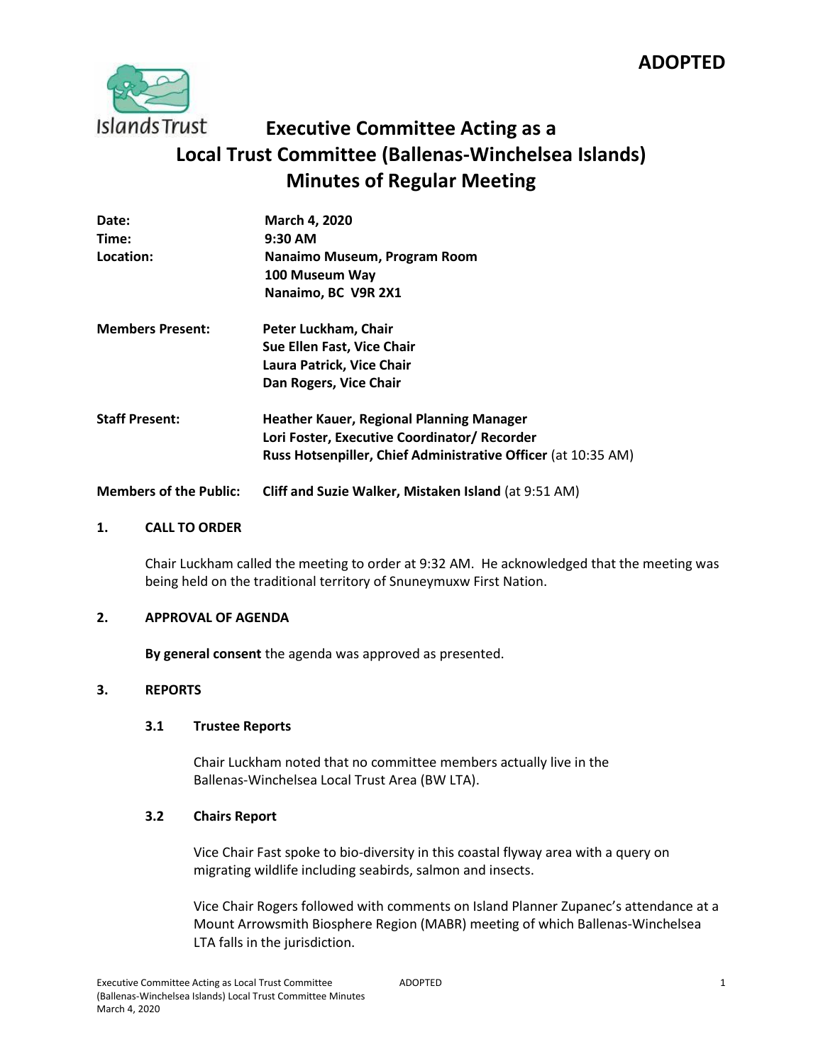**ADOPTED**

# Executive Committee Acting as a Local Trust Committee (Ballenas-Winchelsea Islands) Minutes of Regular Meeting

| | |
|---|---|
| **Date:** | **March 4, 2020** |
| **Time:** | **9:30 AM** |
| **Location:** | **Nanaimo Museum, Program Room**<br>**100 Museum Way**<br>**Nanaimo, BC V9R 2X1** |
| **Members Present:** | **Peter Luckham, Chair**<br>**Sue Ellen Fast, Vice Chair**<br>**Laura Patrick, Vice Chair**<br>**Dan Rogers, Vice Chair** |
| **Staff Present:** | **Heather Kauer, Regional Planning Manager**<br>**Lori Foster, Executive Coordinator/ Recorder**<br>**Russ Hotsenpiller, Chief Administrative Officer** (at 10:35 AM) |
| **Members of the Public:** | **Cliff and Suzie Walker, Mistaken Island** (at 9:51 AM) |

## 1. CALL TO ORDER

Chair Luckham called the meeting to order at 9:32 AM. He acknowledged that the meeting was being held on the traditional territory of Snuneymuxw First Nation.

## 2. APPROVAL OF AGENDA

**By general consent** the agenda was approved as presented.

## 3. REPORTS

### 3.1 Trustee Reports

Chair Luckham noted that no committee members actually live in the Ballenas-Winchelsea Local Trust Area (BW LTA).

### 3.2 Chairs Report

Vice Chair Fast spoke to bio-diversity in this coastal flyway area with a query on migrating wildlife including seabirds, salmon and insects.

Vice Chair Rogers followed with comments on Island Planner Zupanec's attendance at a Mount Arrowsmith Biosphere Region (MABR) meeting of which Ballenas-Winchelsea LTA falls in the jurisdiction.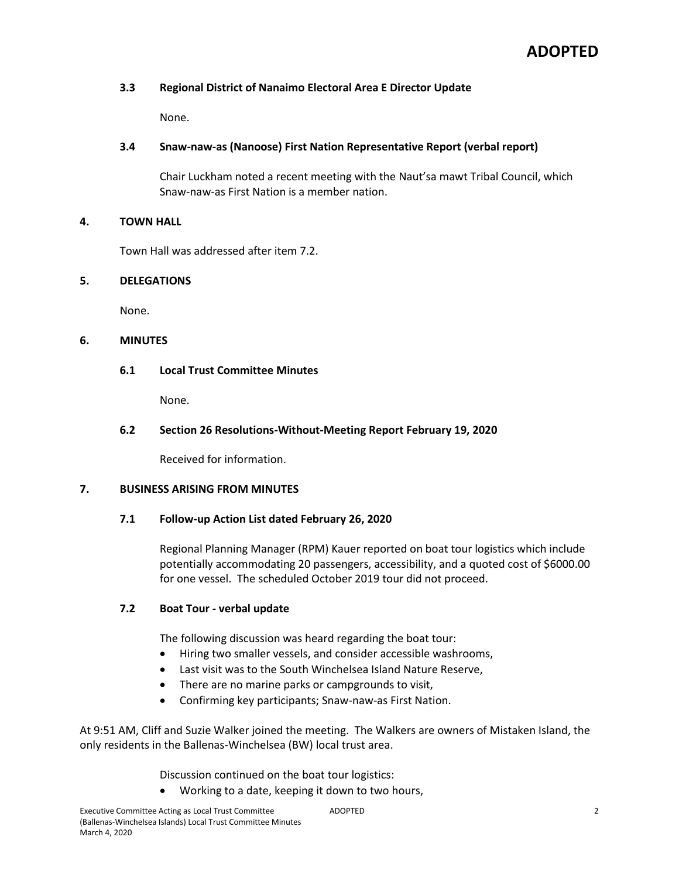**ADOPTED**

### 3.3 Regional District of Nanaimo Electoral Area E Director Update

None.

### 3.4 Snaw-naw-as (Nanoose) First Nation Representative Report (verbal report)

Chair Luckham noted a recent meeting with the Naut'sa mawt Tribal Council, which Snaw-naw-as First Nation is a member nation.

## 4. TOWN HALL

Town Hall was addressed after item 7.2.

## 5. DELEGATIONS

None.

## 6. MINUTES

### 6.1 Local Trust Committee Minutes

None.

### 6.2 Section 26 Resolutions-Without-Meeting Report February 19, 2020

Received for information.

## 7. BUSINESS ARISING FROM MINUTES

### 7.1 Follow-up Action List dated February 26, 2020

Regional Planning Manager (RPM) Kauer reported on boat tour logistics which include potentially accommodating 20 passengers, accessibility, and a quoted cost of $6000.00 for one vessel. The scheduled October 2019 tour did not proceed.

### 7.2 Boat Tour - verbal update

The following discussion was heard regarding the boat tour:

- Hiring two smaller vessels, and consider accessible washrooms,
- Last visit was to the South Winchelsea Island Nature Reserve,
- There are no marine parks or campgrounds to visit,
- Confirming key participants; Snaw-naw-as First Nation.

At 9:51 AM, Cliff and Suzie Walker joined the meeting. The Walkers are owners of Mistaken Island, the only residents in the Ballenas-Winchelsea (BW) local trust area.

Discussion continued on the boat tour logistics:

- Working to a date, keeping it down to two hours,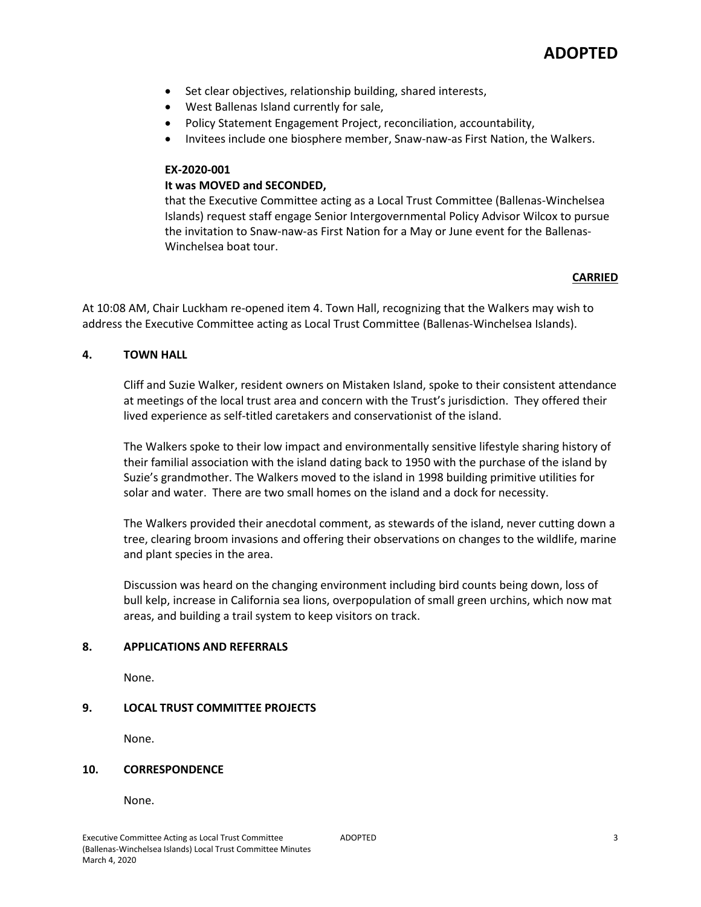**ADOPTED**

- Set clear objectives, relationship building, shared interests,
- West Ballenas Island currently for sale,
- Policy Statement Engagement Project, reconciliation, accountability,
- Invitees include one biosphere member, Snaw-naw-as First Nation, the Walkers.

**EX-2020-001**
**It was MOVED and SECONDED,**
that the Executive Committee acting as a Local Trust Committee (Ballenas-Winchelsea Islands) request staff engage Senior Intergovernmental Policy Advisor Wilcox to pursue the invitation to Snaw-naw-as First Nation for a May or June event for the Ballenas-Winchelsea boat tour.

**CARRIED**

At 10:08 AM, Chair Luckham re-opened item 4. Town Hall, recognizing that the Walkers may wish to address the Executive Committee acting as Local Trust Committee (Ballenas-Winchelsea Islands).

## 4. TOWN HALL

Cliff and Suzie Walker, resident owners on Mistaken Island, spoke to their consistent attendance at meetings of the local trust area and concern with the Trust's jurisdiction. They offered their lived experience as self-titled caretakers and conservationist of the island.

The Walkers spoke to their low impact and environmentally sensitive lifestyle sharing history of their familial association with the island dating back to 1950 with the purchase of the island by Suzie's grandmother. The Walkers moved to the island in 1998 building primitive utilities for solar and water. There are two small homes on the island and a dock for necessity.

The Walkers provided their anecdotal comment, as stewards of the island, never cutting down a tree, clearing broom invasions and offering their observations on changes to the wildlife, marine and plant species in the area.

Discussion was heard on the changing environment including bird counts being down, loss of bull kelp, increase in California sea lions, overpopulation of small green urchins, which now mat areas, and building a trail system to keep visitors on track.

## 8. APPLICATIONS AND REFERRALS

None.

## 9. LOCAL TRUST COMMITTEE PROJECTS

None.

## 10. CORRESPONDENCE

None.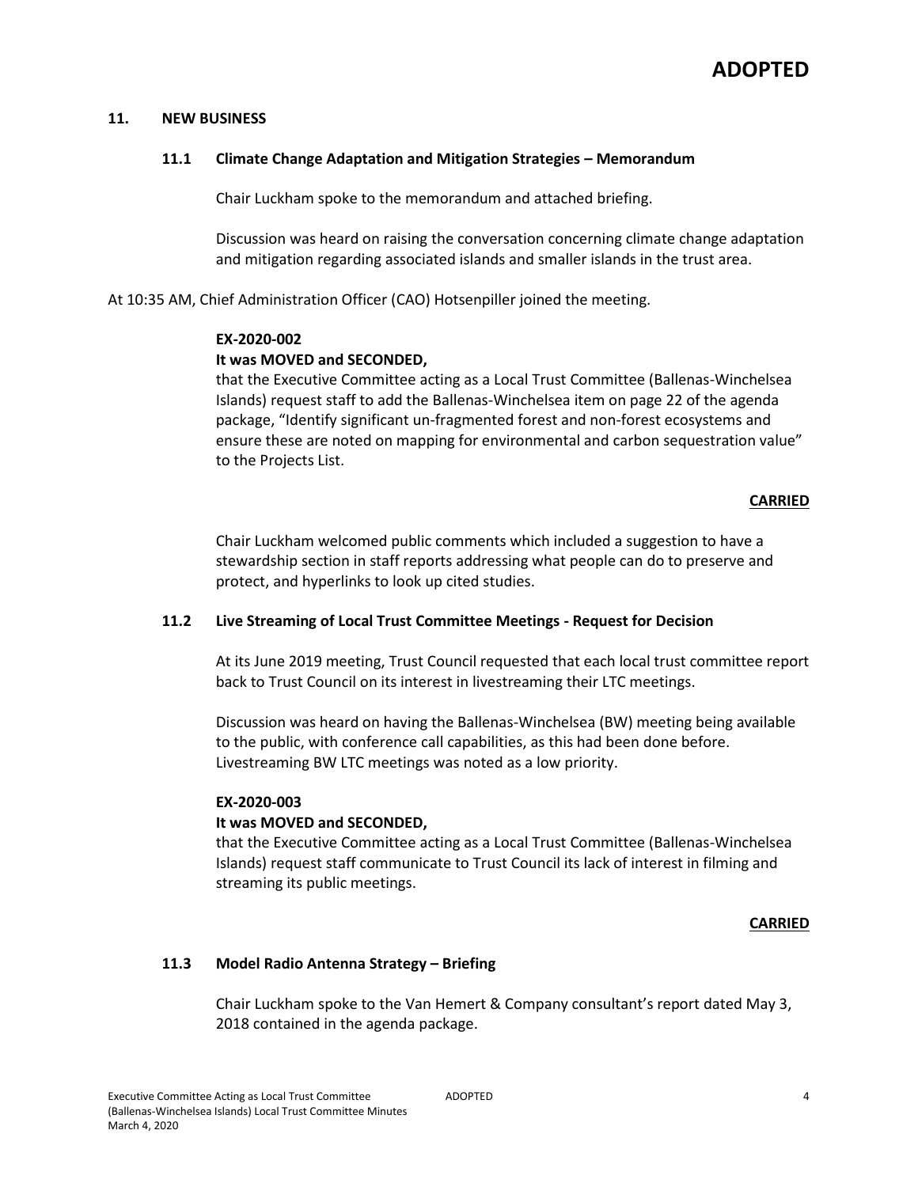**ADOPTED**

## 11. NEW BUSINESS

### 11.1 Climate Change Adaptation and Mitigation Strategies – Memorandum

Chair Luckham spoke to the memorandum and attached briefing.

Discussion was heard on raising the conversation concerning climate change adaptation and mitigation regarding associated islands and smaller islands in the trust area.

At 10:35 AM, Chief Administration Officer (CAO) Hotsenpiller joined the meeting.

**EX-2020-002**

**It was MOVED and SECONDED,**

that the Executive Committee acting as a Local Trust Committee (Ballenas-Winchelsea Islands) request staff to add the Ballenas-Winchelsea item on page 22 of the agenda package, "Identify significant un-fragmented forest and non-forest ecosystems and ensure these are noted on mapping for environmental and carbon sequestration value" to the Projects List.

**CARRIED**

Chair Luckham welcomed public comments which included a suggestion to have a stewardship section in staff reports addressing what people can do to preserve and protect, and hyperlinks to look up cited studies.

### 11.2 Live Streaming of Local Trust Committee Meetings - Request for Decision

At its June 2019 meeting, Trust Council requested that each local trust committee report back to Trust Council on its interest in livestreaming their LTC meetings.

Discussion was heard on having the Ballenas-Winchelsea (BW) meeting being available to the public, with conference call capabilities, as this had been done before. Livestreaming BW LTC meetings was noted as a low priority.

**EX-2020-003**

**It was MOVED and SECONDED,**

that the Executive Committee acting as a Local Trust Committee (Ballenas-Winchelsea Islands) request staff communicate to Trust Council its lack of interest in filming and streaming its public meetings.

**CARRIED**

### 11.3 Model Radio Antenna Strategy – Briefing

Chair Luckham spoke to the Van Hemert & Company consultant's report dated May 3, 2018 contained in the agenda package.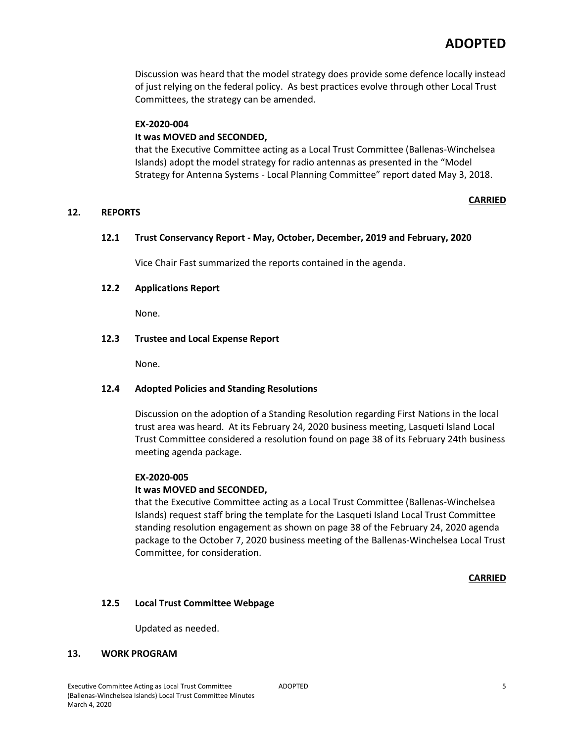Discussion was heard that the model strategy does provide some defence locally instead of just relying on the federal policy. As best practices evolve through other Local Trust Committees, the strategy can be amended.

**EX-2020-004**
**It was MOVED and SECONDED,**
that the Executive Committee acting as a Local Trust Committee (Ballenas-Winchelsea Islands) adopt the model strategy for radio antennas as presented in the "Model Strategy for Antenna Systems - Local Planning Committee" report dated May 3, 2018.

**CARRIED**

## 12. REPORTS

### 12.1 Trust Conservancy Report - May, October, December, 2019 and February, 2020

Vice Chair Fast summarized the reports contained in the agenda.

### 12.2 Applications Report

None.

### 12.3 Trustee and Local Expense Report

None.

### 12.4 Adopted Policies and Standing Resolutions

Discussion on the adoption of a Standing Resolution regarding First Nations in the local trust area was heard. At its February 24, 2020 business meeting, Lasqueti Island Local Trust Committee considered a resolution found on page 38 of its February 24th business meeting agenda package.

**EX-2020-005**
**It was MOVED and SECONDED,**
that the Executive Committee acting as a Local Trust Committee (Ballenas-Winchelsea Islands) request staff bring the template for the Lasqueti Island Local Trust Committee standing resolution engagement as shown on page 38 of the February 24, 2020 agenda package to the October 7, 2020 business meeting of the Ballenas-Winchelsea Local Trust Committee, for consideration.

**CARRIED**

### 12.5 Local Trust Committee Webpage

Updated as needed.

## 13. WORK PROGRAM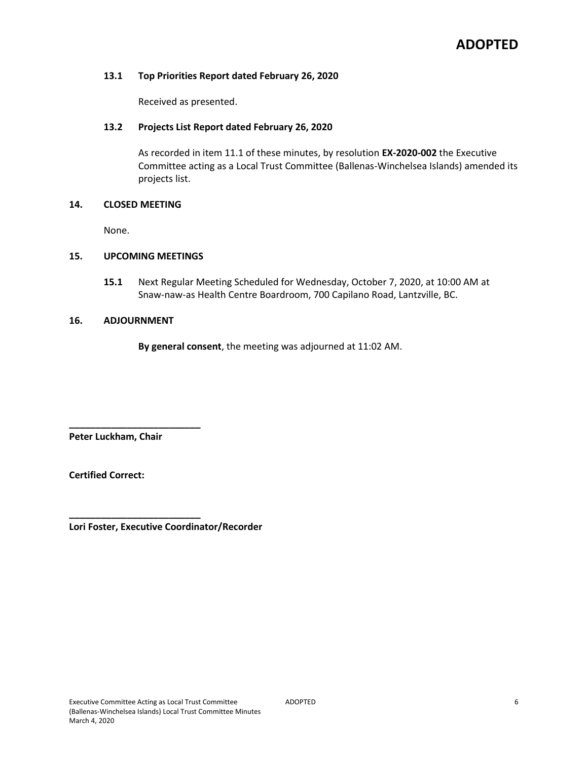**ADOPTED**

### 13.1 Top Priorities Report dated February 26, 2020

Received as presented.

### 13.2 Projects List Report dated February 26, 2020

As recorded in item 11.1 of these minutes, by resolution **EX-2020-002** the Executive Committee acting as a Local Trust Committee (Ballenas-Winchelsea Islands) amended its projects list.

## 14. CLOSED MEETING

None.

## 15. UPCOMING MEETINGS

**15.1** Next Regular Meeting Scheduled for Wednesday, October 7, 2020, at 10:00 AM at Snaw-naw-as Health Centre Boardroom, 700 Capilano Road, Lantzville, BC.

## 16. ADJOURNMENT

**By general consent**, the meeting was adjourned at 11:02 AM.

**_________________________**
**Peter Luckham, Chair**

**Certified Correct:**

**_________________________**
**Lori Foster, Executive Coordinator/Recorder**